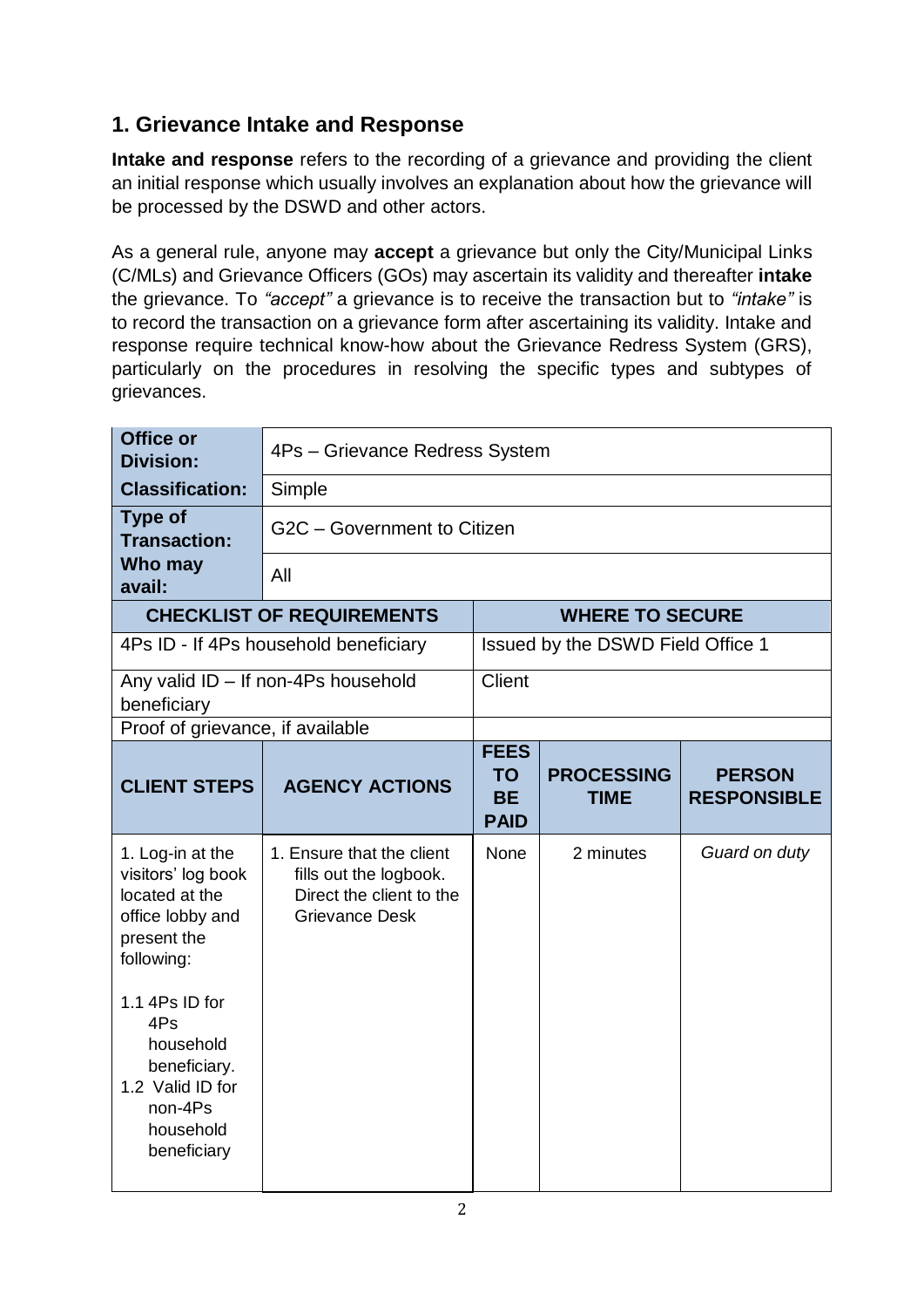## 1. Grievance Intake and Response

**Intake and response** refers to the recording of a grievance and providing the client an initial response which usually involves an explanation about how the grievance will be processed by the DSWD and other actors.

As a general rule, anyone may **accept** a grievance but only the City/Municipal Links (C/MLs) and Grievance Officers (GOs) may ascertain its validity and thereafter **intake** the grievance. To *"accept"* a grievance is to receive the transaction but to *"intake"* is to record the transaction on a grievance form after ascertaining its validity. Intake and response require technical know-how about the Grievance Redress System (GRS), particularly on the procedures in resolving the specific types and subtypes of grievances.

| **Office or Division:** | 4Ps – Grievance Redress System | | | |
|---|---|---|---|---|
| **Classification:** | Simple | | | |
| **Type of Transaction:** | G2C – Government to Citizen | | | |
| **Who may avail:** | All | | | |
| **CHECKLIST OF REQUIREMENTS** | | **WHERE TO SECURE** | | |
| 4Ps ID - If 4Ps household beneficiary | | Issued by the DSWD Field Office 1 | | |
| Any valid ID – If non-4Ps household beneficiary | | Client | | |
| Proof of grievance, if available | | | | |
| **CLIENT STEPS** | **AGENCY ACTIONS** | **FEES TO BE PAID** | **PROCESSING TIME** | **PERSON RESPONSIBLE** |
| 1. Log-in at the visitors' log book located at the office lobby and present the following:<br><br>1.1 4Ps ID for 4Ps household beneficiary.<br>1.2 Valid ID for non-4Ps household beneficiary | 1. Ensure that the client fills out the logbook. Direct the client to the Grievance Desk | None | 2 minutes | *Guard on duty* |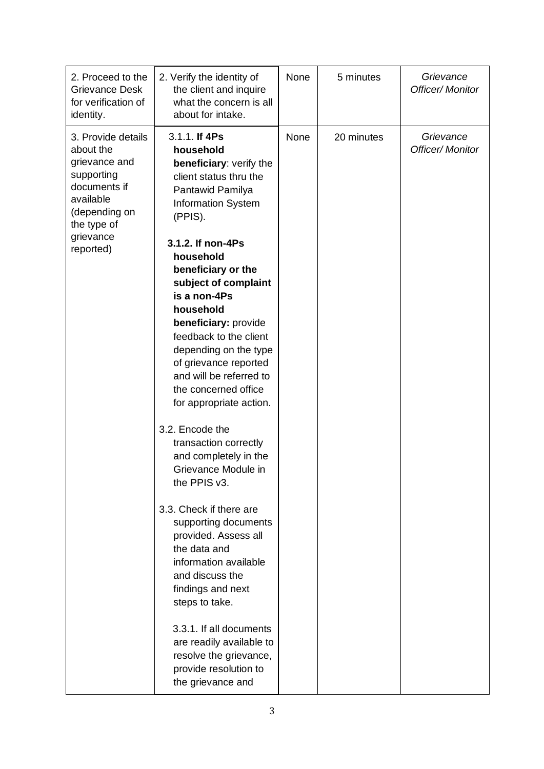| | | | | |
|---|---|---|---|---|
| 2. Proceed to the Grievance Desk for verification of identity. | 2. Verify the identity of the client and inquire what the concern is all about for intake. | None | 5 minutes | *Grievance Officer/ Monitor* |
| 3. Provide details about the grievance and supporting documents if available (depending on the type of grievance reported) | 3.1.1. **If 4Ps household beneficiary**: verify the client status thru the Pantawid Pamilya Information System (PPIS).<br><br>**3.1.2. If non-4Ps household beneficiary or the subject of complaint is a non-4Ps household beneficiary:** provide feedback to the client depending on the type of grievance reported and will be referred to the concerned office for appropriate action.<br><br>3.2. Encode the transaction correctly and completely in the Grievance Module in the PPIS v3.<br><br>3.3. Check if there are supporting documents provided. Assess all the data and information available and discuss the findings and next steps to take.<br><br>3.3.1. If all documents are readily available to resolve the grievance, provide resolution to the grievance and | None | 20 minutes | *Grievance Officer/ Monitor* |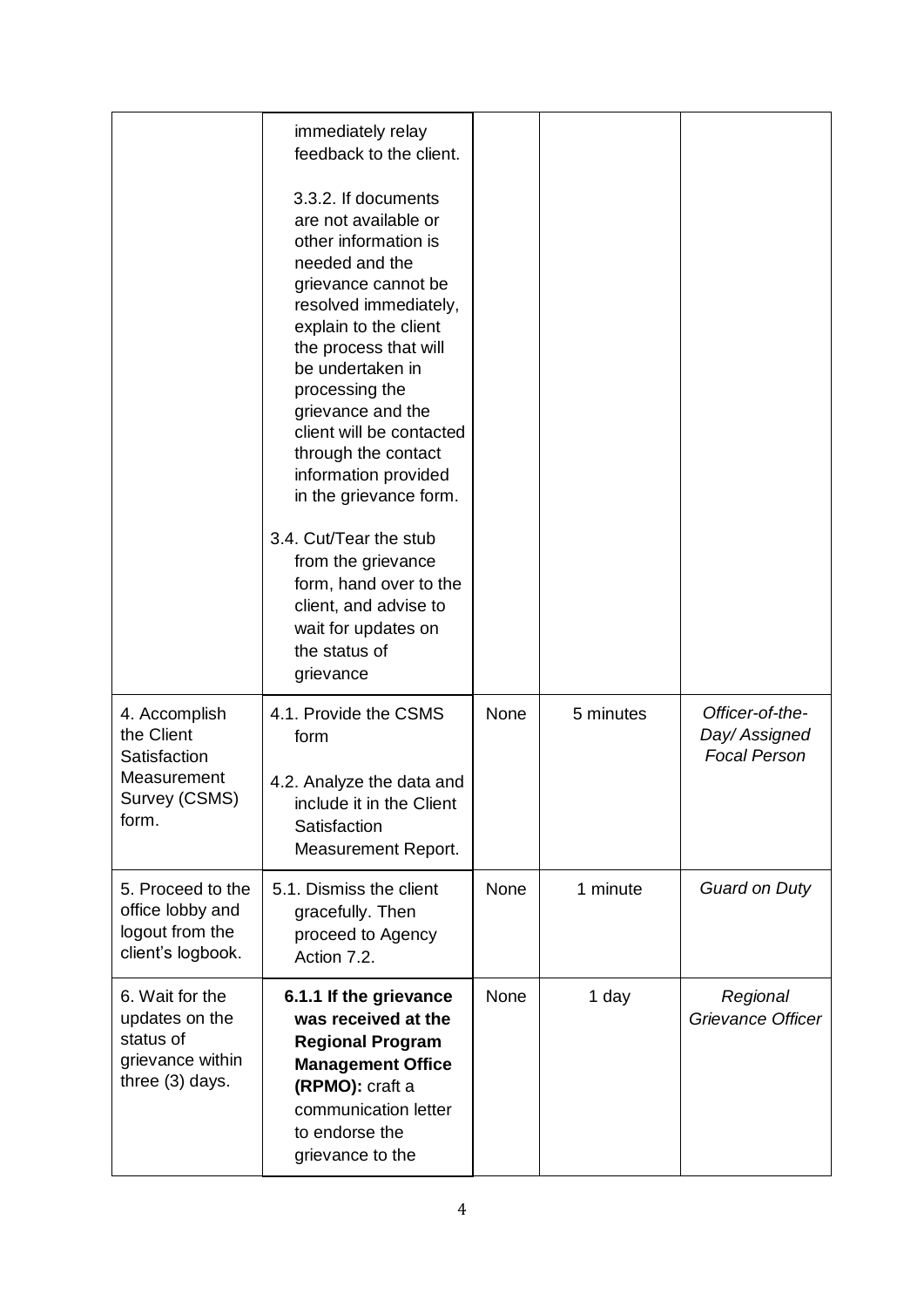| | | | | |
|---|---|---|---|---|
| | immediately relay feedback to the client.<br><br>3.3.2. If documents are not available or other information is needed and the grievance cannot be resolved immediately, explain to the client the process that will be undertaken in processing the grievance and the client will be contacted through the contact information provided in the grievance form.<br><br>3.4. Cut/Tear the stub from the grievance form, hand over to the client, and advise to wait for updates on the status of grievance | | | |
| 4. Accomplish the Client Satisfaction Measurement Survey (CSMS) form. | 4.1. Provide the CSMS form<br><br>4.2. Analyze the data and include it in the Client Satisfaction Measurement Report. | None | 5 minutes | *Officer-of-the-Day/ Assigned Focal Person* |
| 5. Proceed to the office lobby and logout from the client's logbook. | 5.1. Dismiss the client gracefully. Then proceed to Agency Action 7.2. | None | 1 minute | *Guard on Duty* |
| 6. Wait for the updates on the status of grievance within three (3) days. | **6.1.1 If the grievance was received at the Regional Program Management Office (RPMO):** craft a communication letter to endorse the grievance to the | None | 1 day | *Regional Grievance Officer* |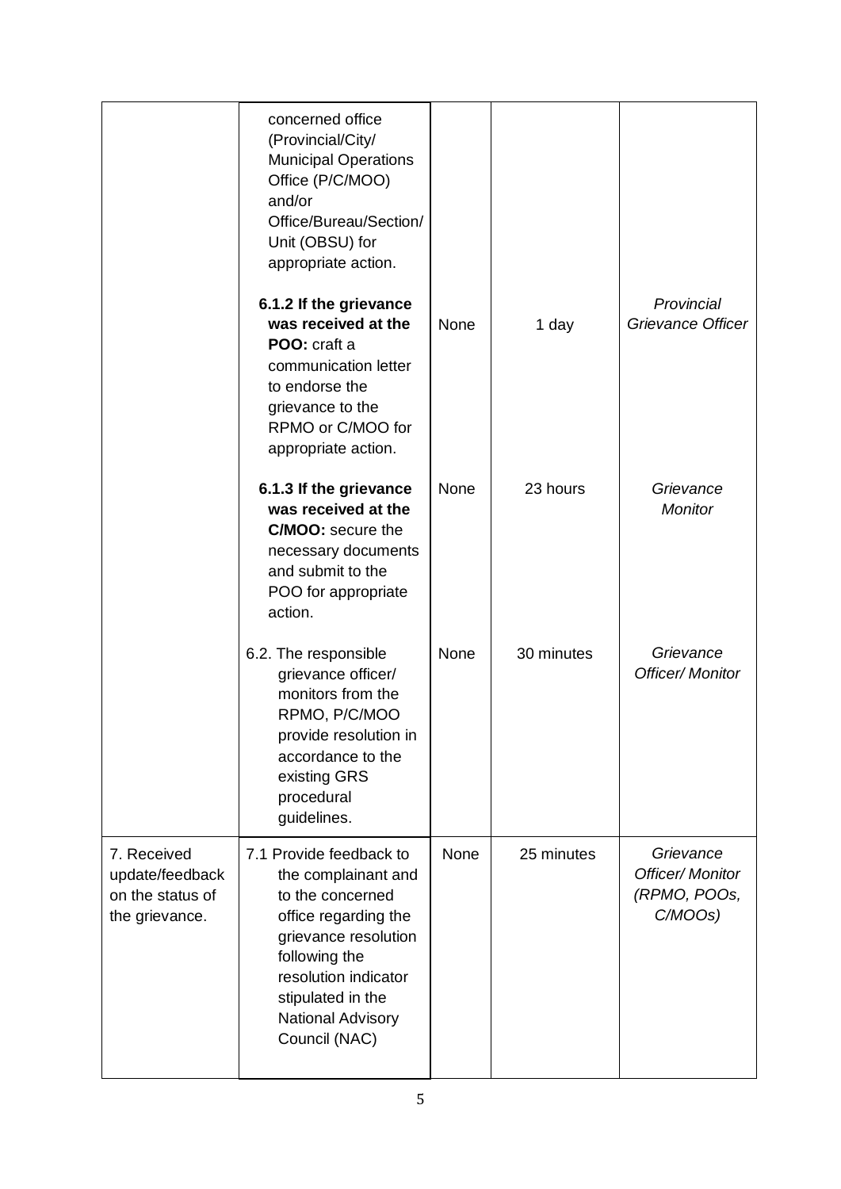| | | | | |
|---|---|---|---|---|
| | concerned office (Provincial/City/ Municipal Operations Office (P/C/MOO) and/or Office/Bureau/Section/ Unit (OBSU) for appropriate action. | | | |
| | **6.1.2 If the grievance was received at the POO:** craft a communication letter to endorse the grievance to the RPMO or C/MOO for appropriate action. | None | 1 day | *Provincial Grievance Officer* |
| | **6.1.3 If the grievance was received at the C/MOO:** secure the necessary documents and submit to the POO for appropriate action. | None | 23 hours | *Grievance Monitor* |
| | 6.2. The responsible grievance officer/ monitors from the RPMO, P/C/MOO provide resolution in accordance to the existing GRS procedural guidelines. | None | 30 minutes | *Grievance Officer/ Monitor* |
| 7. Received update/feedback on the status of the grievance. | 7.1 Provide feedback to the complainant and to the concerned office regarding the grievance resolution following the resolution indicator stipulated in the National Advisory Council (NAC) | None | 25 minutes | *Grievance Officer/ Monitor (RPMO, POOs, C/MOOs)* |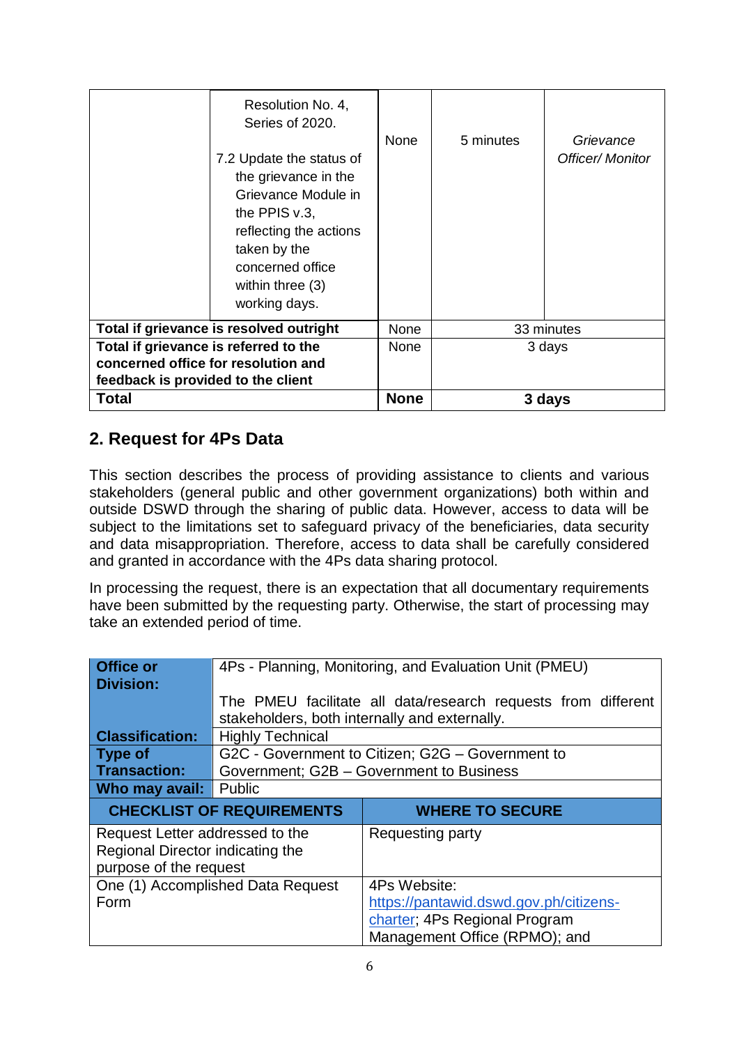| | Client Steps / Agency Actions | Fees to be Paid | Processing Time | Person Responsible |
|---|---|---|---|---|
| | Resolution No. 4, Series of 2020.<br><br>7.2 Update the status of the grievance in the Grievance Module in the PPIS v.3, reflecting the actions taken by the concerned office within three (3) working days. | None | 5 minutes | *Grievance Officer/ Monitor* |
| **Total if grievance is resolved outright** | | None | 33 minutes | |
| **Total if grievance is referred to the concerned office for resolution and feedback is provided to the client** | | None | 3 days | |
| **Total** | | **None** | **3 days** | |

## 2. Request for 4Ps Data

This section describes the process of providing assistance to clients and various stakeholders (general public and other government organizations) both within and outside DSWD through the sharing of public data. However, access to data will be subject to the limitations set to safeguard privacy of the beneficiaries, data security and data misappropriation. Therefore, access to data shall be carefully considered and granted in accordance with the 4Ps data sharing protocol.

In processing the request, there is an expectation that all documentary requirements have been submitted by the requesting party. Otherwise, the start of processing may take an extended period of time.

| **Office or Division:** | 4Ps - Planning, Monitoring, and Evaluation Unit (PMEU)<br><br>The PMEU facilitate all data/research requests from different stakeholders, both internally and externally. |
|---|---|
| **Classification:** | Highly Technical |
| **Type of Transaction:** | G2C - Government to Citizen; G2G – Government to Government; G2B – Government to Business |
| **Who may avail:** | Public |

| **CHECKLIST OF REQUIREMENTS** | **WHERE TO SECURE** |
|---|---|
| Request Letter addressed to the Regional Director indicating the purpose of the request | Requesting party |
| One (1) Accomplished Data Request Form | 4Ps Website: https://pantawid.dswd.gov.ph/citizens-charter; 4Ps Regional Program Management Office (RPMO); and |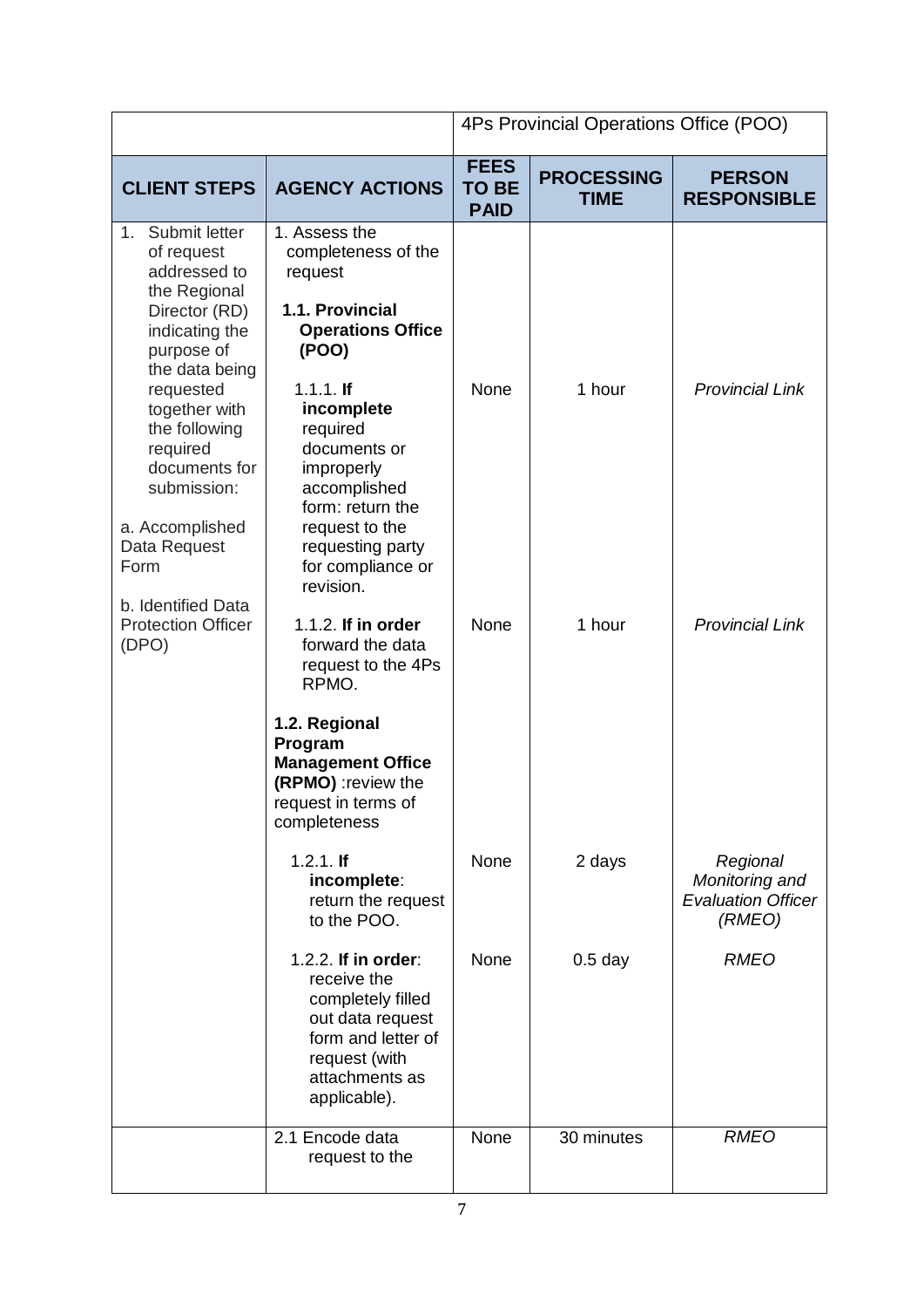| | | 4Ps Provincial Operations Office (POO) | | |
|---|---|---|---|---|
| **CLIENT STEPS** | **AGENCY ACTIONS** | **FEES TO BE PAID** | **PROCESSING TIME** | **PERSON RESPONSIBLE** |
| 1. Submit letter of request addressed to the Regional Director (RD) indicating the purpose of the data being requested together with the following required documents for submission:<br><br>a. Accomplished Data Request Form<br><br>b. Identified Data Protection Officer (DPO) | 1. Assess the completeness of the request<br><br>**1.1. Provincial Operations Office (POO)**<br><br>1.1.1. **If incomplete** required documents or improperly accomplished form: return the request to the requesting party for compliance or revision. | None | 1 hour | *Provincial Link* |
| | 1.1.2. **If in order** forward the data request to the 4Ps RPMO. | None | 1 hour | *Provincial Link* |
| | **1.2. Regional Program Management Office (RPMO)** :review the request in terms of completeness<br><br>1.2.1. **If incomplete**: return the request to the POO. | None | 2 days | *Regional Monitoring and Evaluation Officer (RMEO)* |
| | 1.2.2. **If in order**: receive the completely filled out data request form and letter of request (with attachments as applicable). | None | 0.5 day | *RMEO* |
| | 2.1 Encode data request to the | None | 30 minutes | *RMEO* |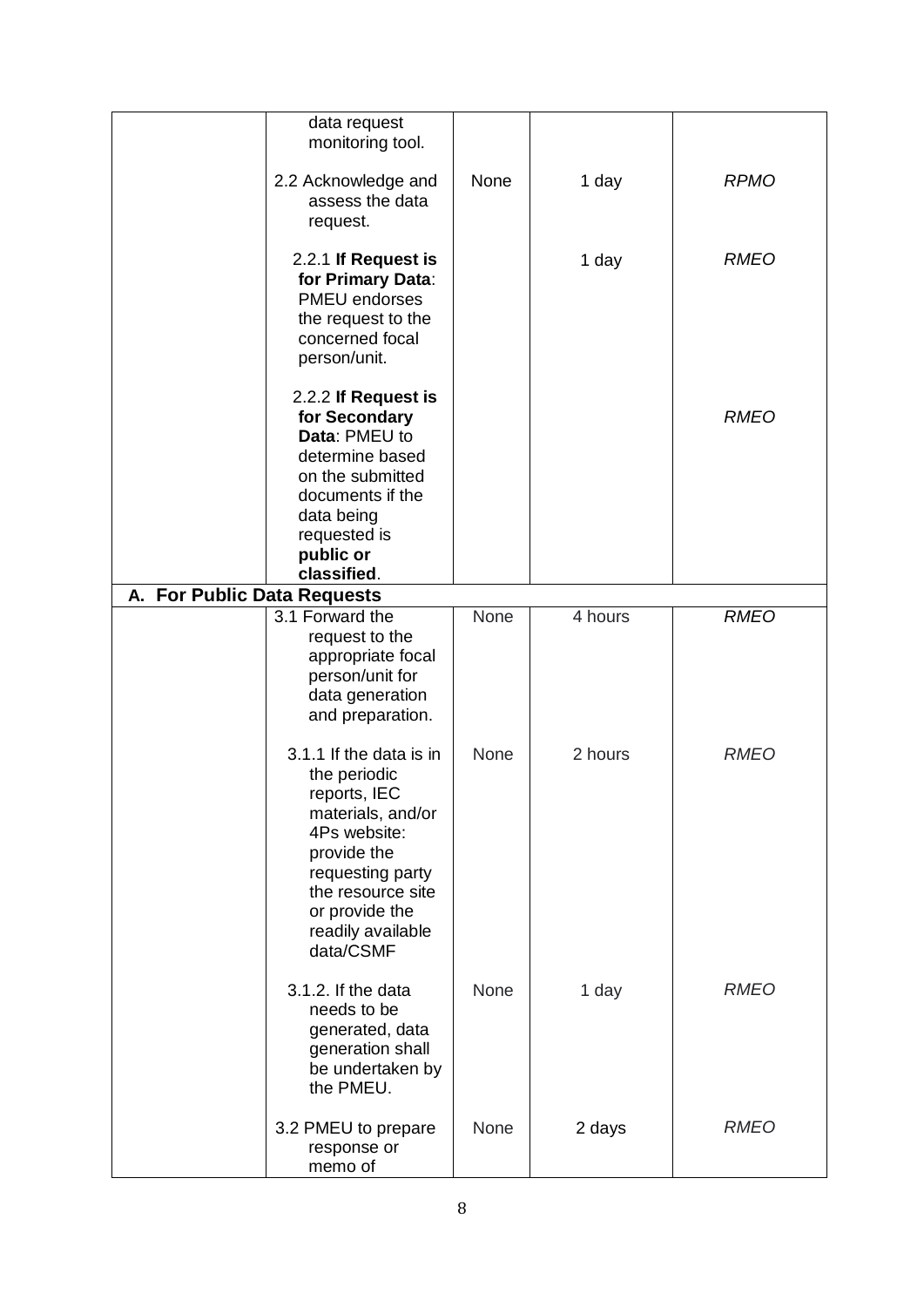| | | | | |
|---|---|---|---|---|
| | data request monitoring tool. | | | |
| | 2.2 Acknowledge and assess the data request. | None | 1 day | *RPMO* |
| | 2.2.1 **If Request is for Primary Data**: PMEU endorses the request to the concerned focal person/unit. | | 1 day | *RMEO* |
| | 2.2.2 **If Request is for Secondary Data**: PMEU to determine based on the submitted documents if the data being requested is **public or classified**. | | | *RMEO* |
| **A. For Public Data Requests** | | | | |
| | 3.1 Forward the request to the appropriate focal person/unit for data generation and preparation. | None | 4 hours | *RMEO* |
| | 3.1.1 If the data is in the periodic reports, IEC materials, and/or 4Ps website: provide the requesting party the resource site or provide the readily available data/CSMF | None | 2 hours | *RMEO* |
| | 3.1.2. If the data needs to be generated, data generation shall be undertaken by the PMEU. | None | 1 day | *RMEO* |
| | 3.2 PMEU to prepare response or memo of | None | 2 days | *RMEO* |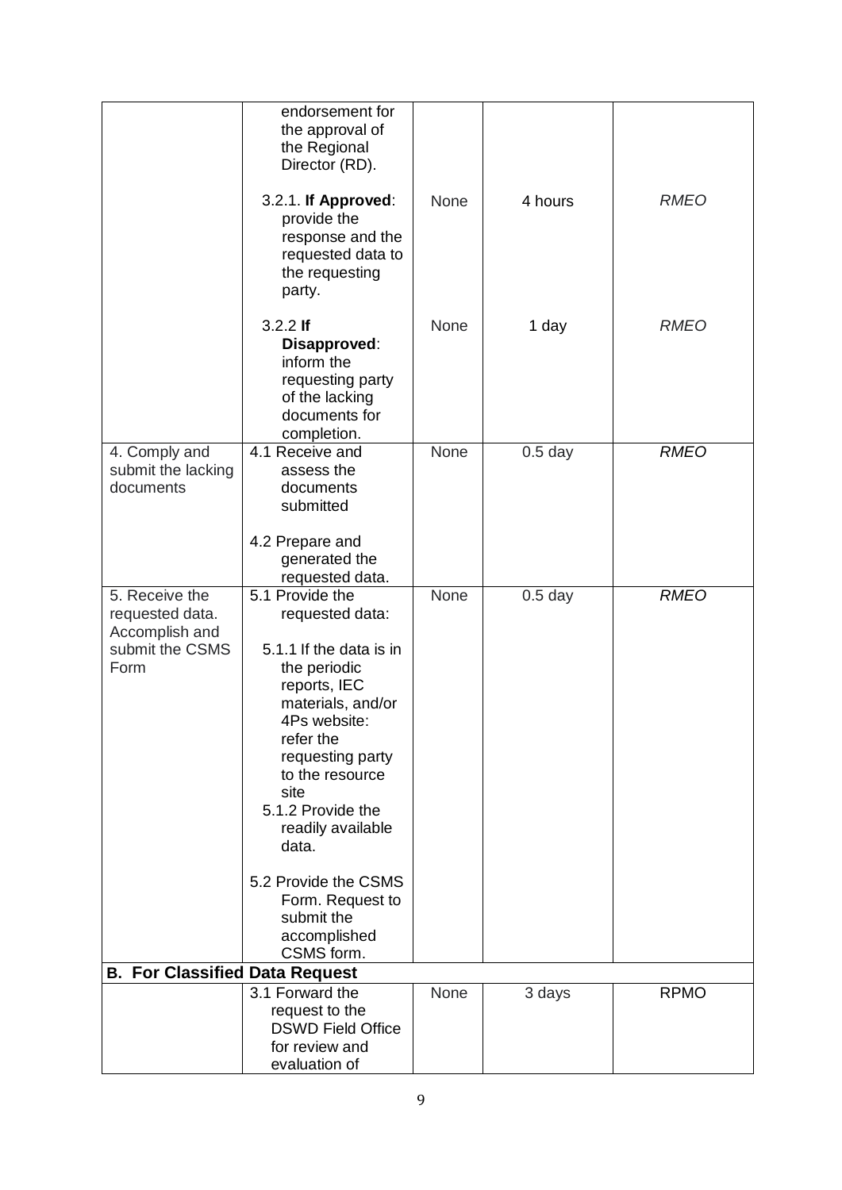| | | | | |
|---|---|---|---|---|
| | endorsement for the approval of the Regional Director (RD). | | | |
| | 3.2.1. **If Approved**: provide the response and the requested data to the requesting party. | None | 4 hours | *RMEO* |
| | 3.2.2 **If Disapproved**: inform the requesting party of the lacking documents for completion. | None | 1 day | *RMEO* |
| 4. Comply and submit the lacking documents | 4.1 Receive and assess the documents submitted<br><br>4.2 Prepare and generated the requested data. | None | 0.5 day | *RMEO* |
| 5. Receive the requested data. Accomplish and submit the CSMS Form | 5.1 Provide the requested data:<br><br>5.1.1 If the data is in the periodic reports, IEC materials, and/or 4Ps website: refer the requesting party to the resource site<br>5.1.2 Provide the readily available data.<br><br>5.2 Provide the CSMS Form. Request to submit the accomplished CSMS form. | None | 0.5 day | *RMEO* |
| **B. For Classified Data Request** | | | | |
| | 3.1 Forward the request to the DSWD Field Office for review and evaluation of | None | 3 days | RPMO |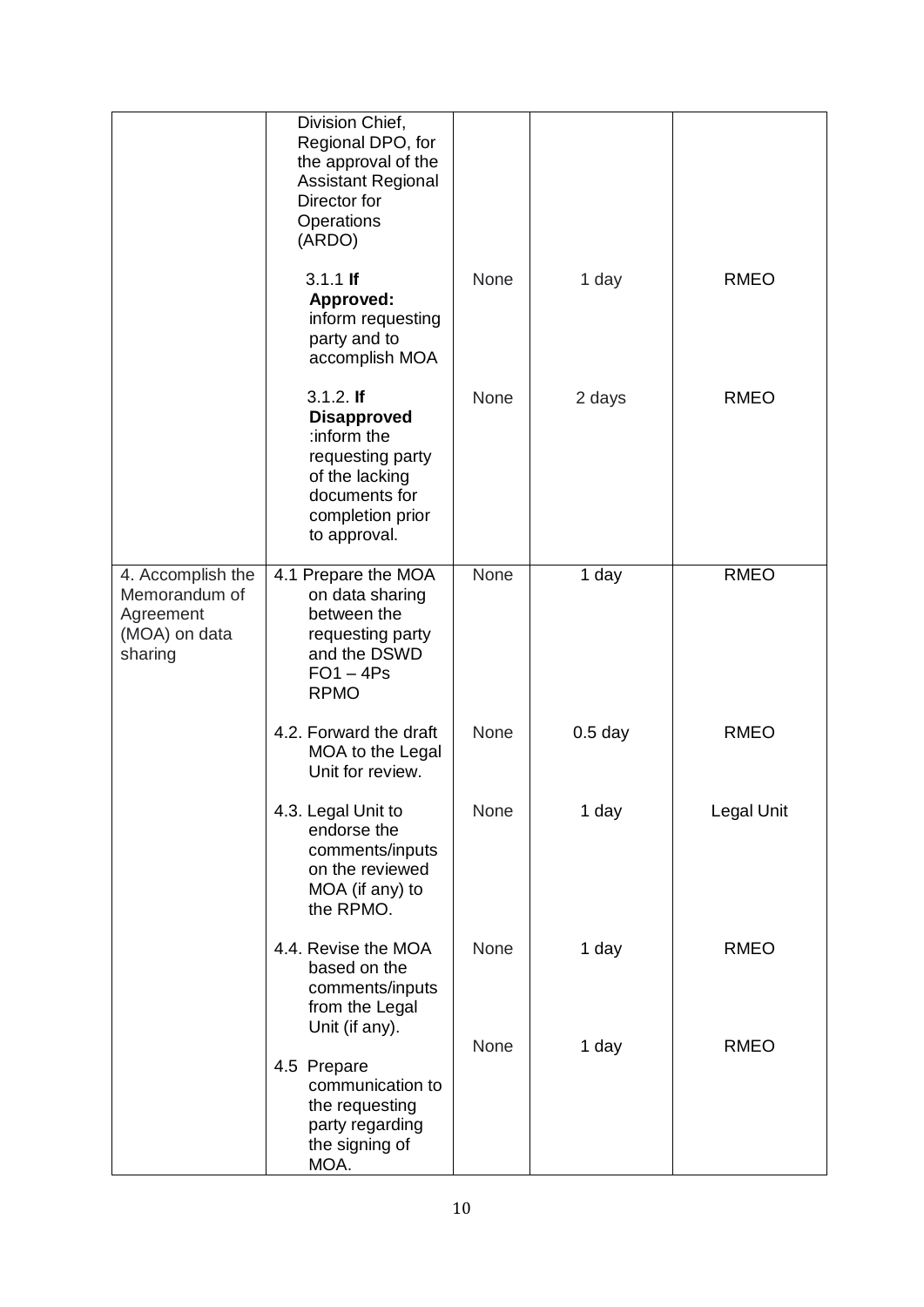| | | | | |
|---|---|---|---|---|
| | Division Chief, Regional DPO, for the approval of the Assistant Regional Director for Operations (ARDO) | | | |
| | 3.1.1 **If Approved:** inform requesting party and to accomplish MOA | None | 1 day | RMEO |
| | 3.1.2. **If Disapproved** :inform the requesting party of the lacking documents for completion prior to approval. | None | 2 days | RMEO |
| 4. Accomplish the Memorandum of Agreement (MOA) on data sharing | 4.1 Prepare the MOA on data sharing between the requesting party and the DSWD FO1 – 4Ps RPMO | None | 1 day | RMEO |
| | 4.2. Forward the draft MOA to the Legal Unit for review. | None | 0.5 day | RMEO |
| | 4.3. Legal Unit to endorse the comments/inputs on the reviewed MOA (if any) to the RPMO. | None | 1 day | Legal Unit |
| | 4.4. Revise the MOA based on the comments/inputs from the Legal Unit (if any). | None | 1 day | RMEO |
| | 4.5 Prepare communication to the requesting party regarding the signing of MOA. | None | 1 day | RMEO |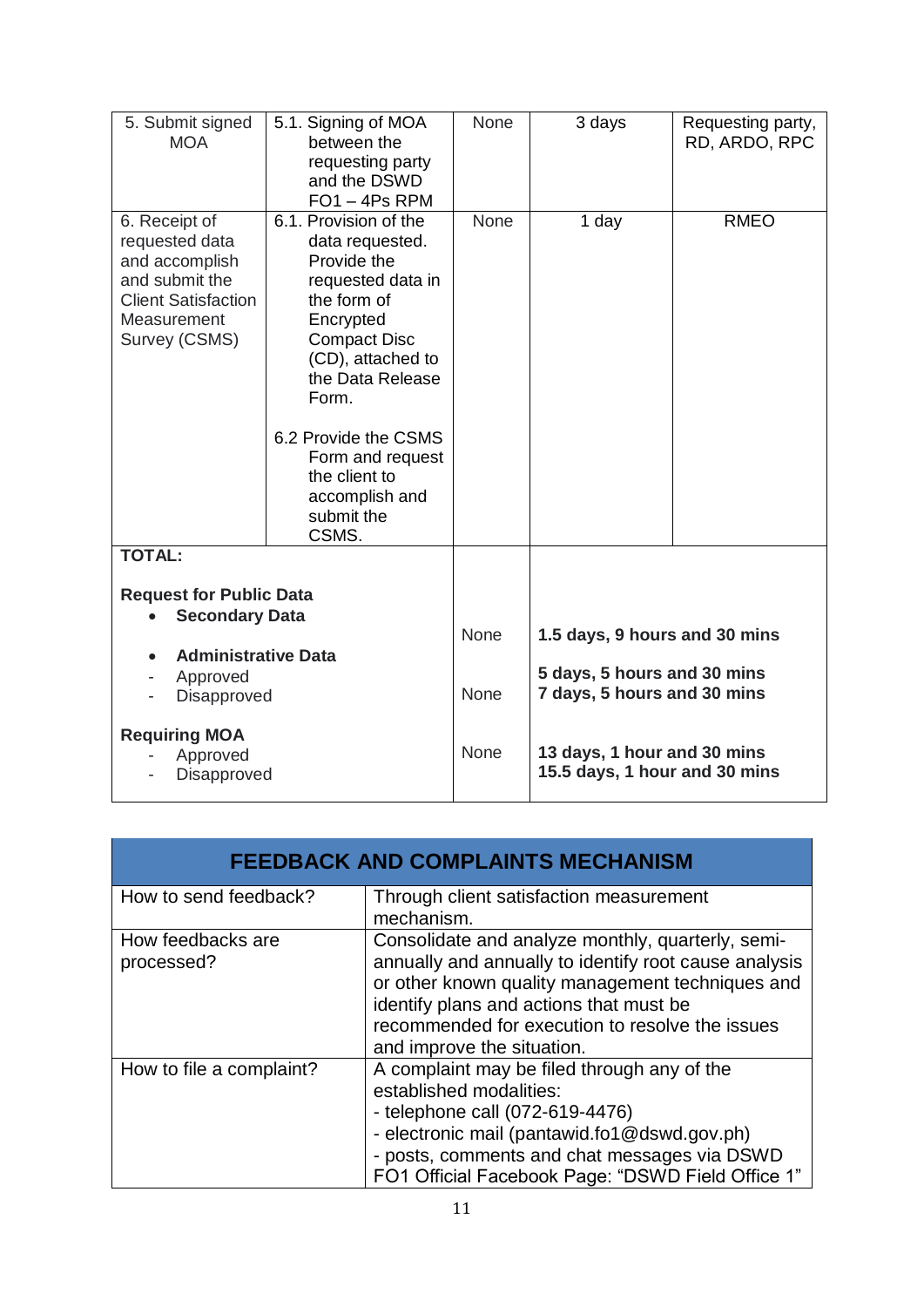| | | | | |
|---|---|---|---|---|
| 5. Submit signed MOA | 5.1. Signing of MOA between the requesting party and the DSWD FO1 – 4Ps RPM | None | 3 days | Requesting party, RD, ARDO, RPC |
| 6. Receipt of requested data and accomplish and submit the Client Satisfaction Measurement Survey (CSMS) | 6.1. Provision of the data requested. Provide the requested data in the form of Encrypted Compact Disc (CD), attached to the Data Release Form.<br><br>6.2 Provide the CSMS Form and request the client to accomplish and submit the CSMS. | None | 1 day | RMEO |
| **TOTAL:**<br><br>**Request for Public Data**<br>• **Secondary Data**<br><br>• **Administrative Data**<br>- Approved<br>- Disapproved<br><br>**Requiring MOA**<br>- Approved<br>- Disapproved | | None<br><br>None<br><br>None | **1.5 days, 9 hours and 30 mins**<br><br>**5 days, 5 hours and 30 mins**<br>**7 days, 5 hours and 30 mins**<br><br>**13 days, 1 hour and 30 mins**<br>**15.5 days, 1 hour and 30 mins** | |

| FEEDBACK AND COMPLAINTS MECHANISM | |
|---|---|
| How to send feedback? | Through client satisfaction measurement mechanism. |
| How feedbacks are processed? | Consolidate and analyze monthly, quarterly, semi-annually and annually to identify root cause analysis or other known quality management techniques and identify plans and actions that must be recommended for execution to resolve the issues and improve the situation. |
| How to file a complaint? | A complaint may be filed through any of the established modalities:<br>- telephone call (072-619-4476)<br>- electronic mail (pantawid.fo1@dswd.gov.ph)<br>- posts, comments and chat messages via DSWD FO1 Official Facebook Page: "DSWD Field Office 1" |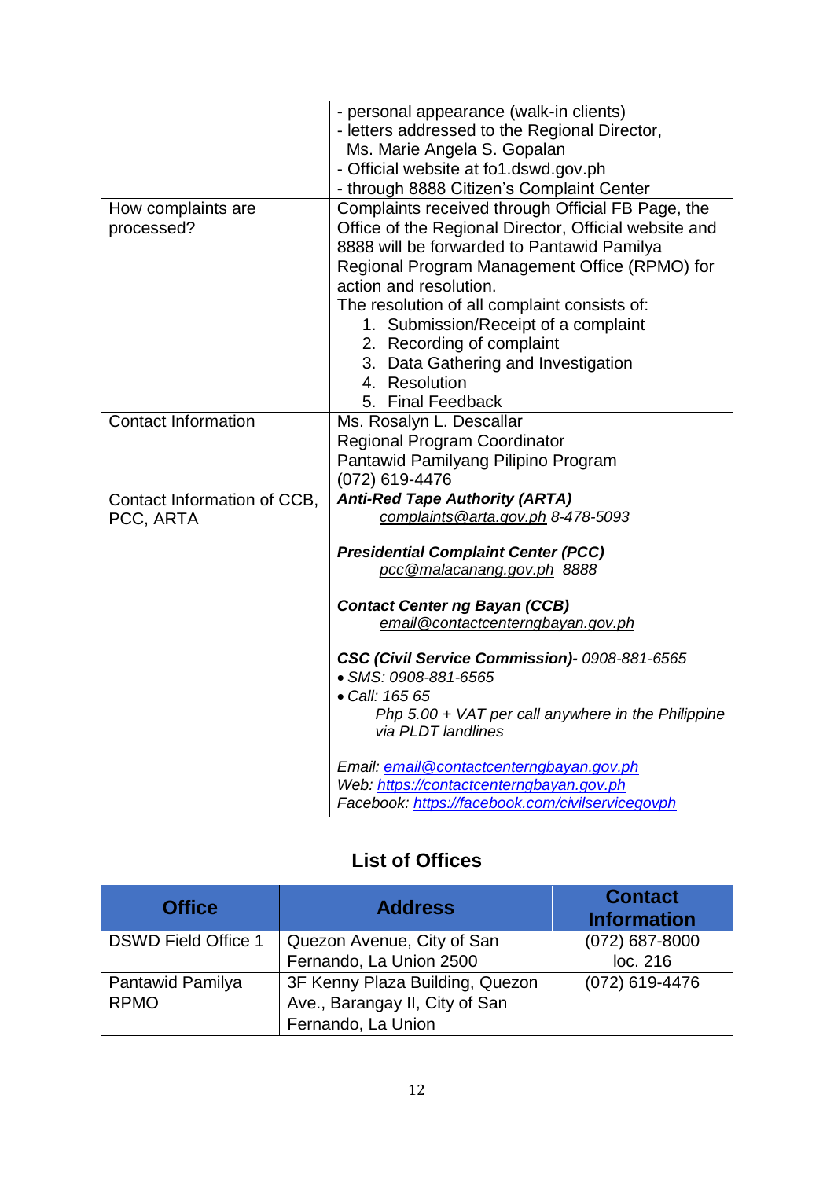| | |
|---|---|
| | - personal appearance (walk-in clients)<br>- letters addressed to the Regional Director, Ms. Marie Angela S. Gopalan<br>- Official website at fo1.dswd.gov.ph<br>- through 8888 Citizen's Complaint Center |
| How complaints are processed? | Complaints received through Official FB Page, the Office of the Regional Director, Official website and 8888 will be forwarded to Pantawid Pamilya Regional Program Management Office (RPMO) for action and resolution.<br>The resolution of all complaint consists of:<br>1. Submission/Receipt of a complaint<br>2. Recording of complaint<br>3. Data Gathering and Investigation<br>4. Resolution<br>5. Final Feedback |
| Contact Information | Ms. Rosalyn L. Descallar<br>Regional Program Coordinator<br>Pantawid Pamilyang Pilipino Program<br>(072) 619-4476 |
| Contact Information of CCB, PCC, ARTA | ***Anti-Red Tape Authority (ARTA)***<br>*complaints@arta.gov.ph 8-478-5093*<br><br>***Presidential Complaint Center (PCC)***<br>*pcc@malacanang.gov.ph 8888*<br><br>***Contact Center ng Bayan (CCB)***<br>*email@contactcenterngbayan.gov.ph*<br><br>***CSC (Civil Service Commission)-** 0908-881-6565*<br>• *SMS: 0908-881-6565*<br>• *Call: 165 65*<br>*Php 5.00 + VAT per call anywhere in the Philippine via PLDT landlines*<br><br>*Email: email@contactcenterngbayan.gov.ph*<br>*Web: https://contactcenterngbayan.gov.ph*<br>*Facebook: https://facebook.com/civilservicegovph* |

## List of Offices

| Office | Address | Contact Information |
|---|---|---|
| DSWD Field Office 1 | Quezon Avenue, City of San Fernando, La Union 2500 | (072) 687-8000 loc. 216 |
| Pantawid Pamilya RPMO | 3F Kenny Plaza Building, Quezon Ave., Barangay II, City of San Fernando, La Union | (072) 619-4476 |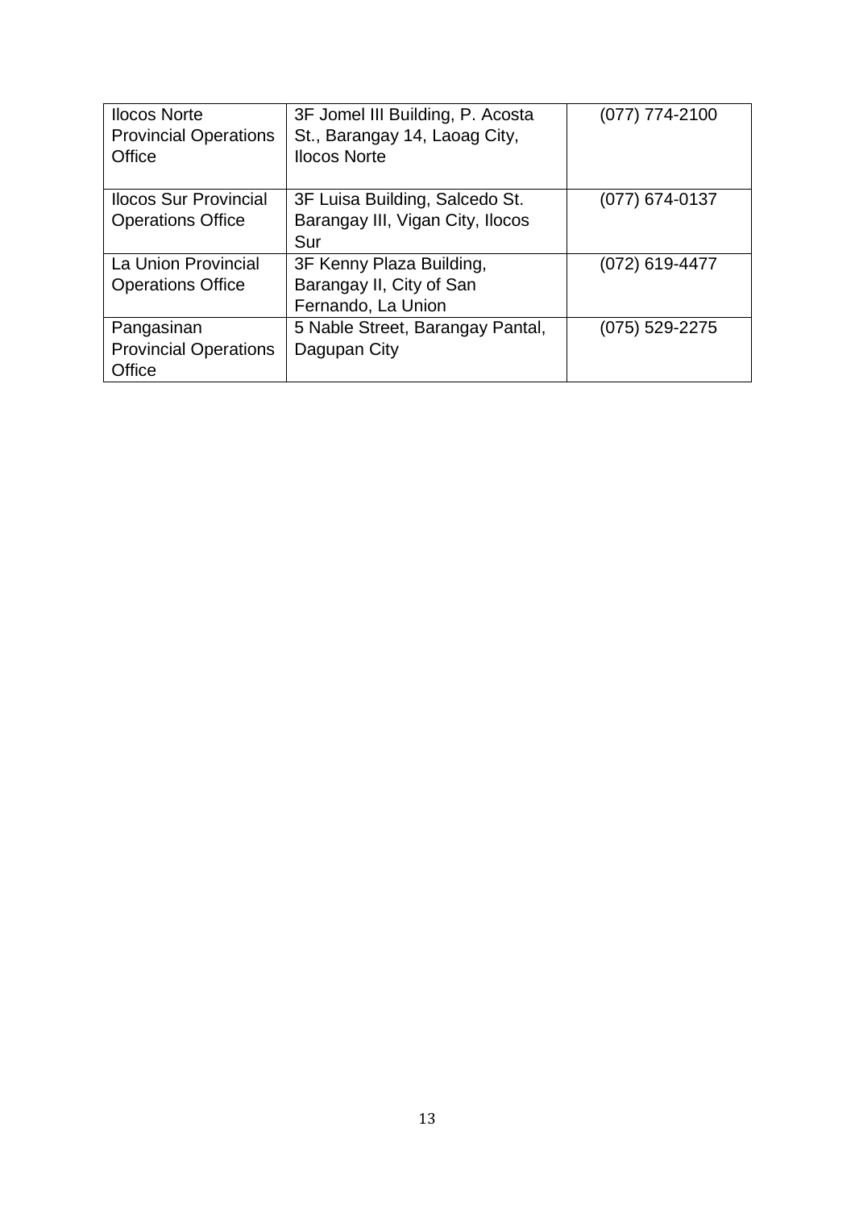| | | |
|---|---|---|
| Ilocos Norte Provincial Operations Office | 3F Jomel III Building, P. Acosta St., Barangay 14, Laoag City, Ilocos Norte | (077) 774-2100 |
| Ilocos Sur Provincial Operations Office | 3F Luisa Building, Salcedo St. Barangay III, Vigan City, Ilocos Sur | (077) 674-0137 |
| La Union Provincial Operations Office | 3F Kenny Plaza Building, Barangay II, City of San Fernando, La Union | (072) 619-4477 |
| Pangasinan Provincial Operations Office | 5 Nable Street, Barangay Pantal, Dagupan City | (075) 529-2275 |